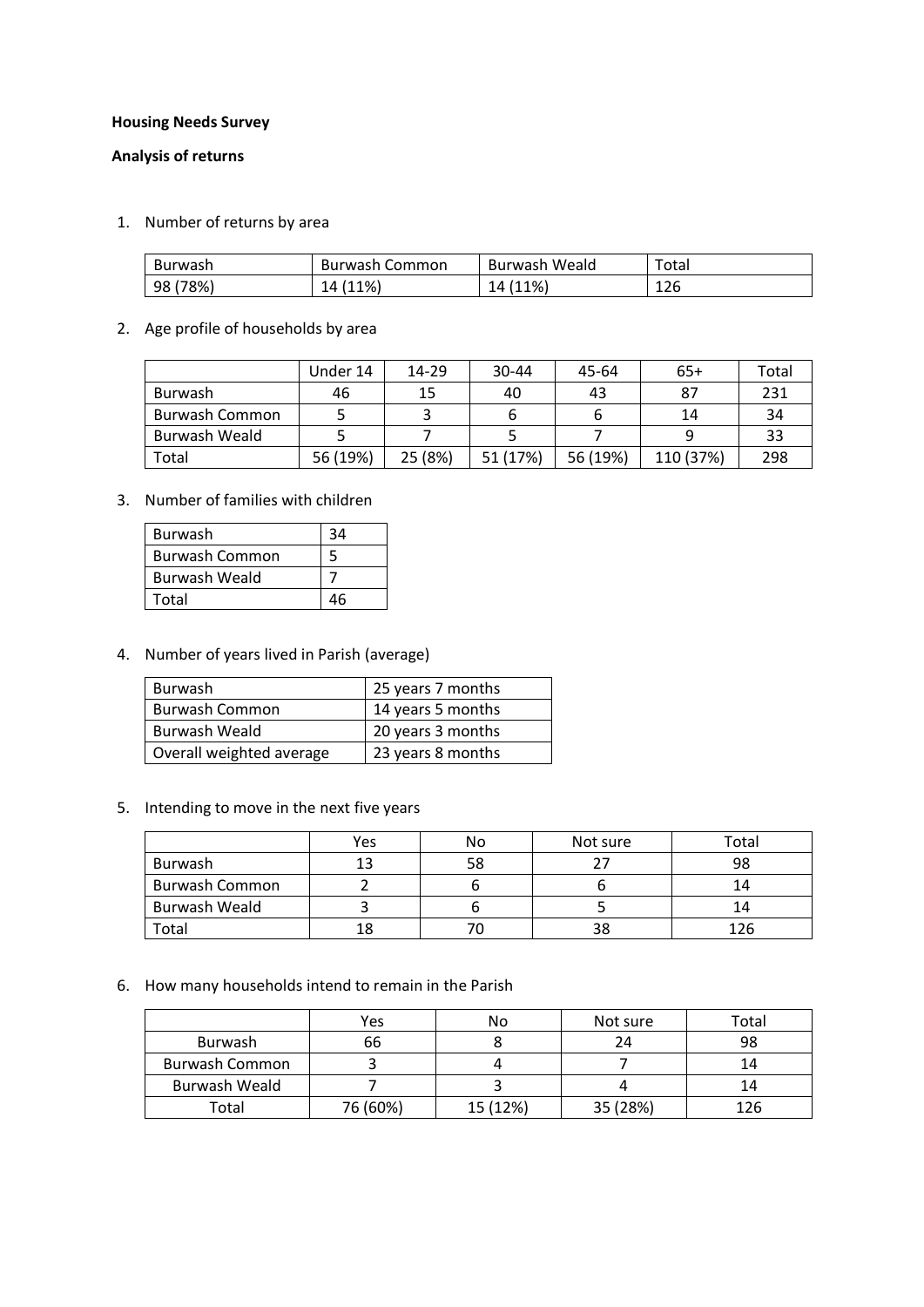**Housing Needs Survey**

**Analysis of returns**

1. Number of returns by area

| Burwash | Burwash Common | Burwash Weald | Total |
|---|---|---|---|
| 98 (78%) | 14 (11%) | 14 (11%) | 126 |

2. Age profile of households by area

| | Under 14 | 14-29 | 30-44 | 45-64 | 65+ | Total |
|---|---|---|---|---|---|---|
| Burwash | 46 | 15 | 40 | 43 | 87 | 231 |
| Burwash Common | 5 | 3 | 6 | 6 | 14 | 34 |
| Burwash Weald | 5 | 7 | 5 | 7 | 9 | 33 |
| Total | 56 (19%) | 25 (8%) | 51 (17%) | 56 (19%) | 110 (37%) | 298 |

3. Number of families with children

| | |
|---|---|
| Burwash | 34 |
| Burwash Common | 5 |
| Burwash Weald | 7 |
| Total | 46 |

4. Number of years lived in Parish (average)

| | |
|---|---|
| Burwash | 25 years 7 months |
| Burwash Common | 14 years 5 months |
| Burwash Weald | 20 years 3 months |
| Overall weighted average | 23 years 8 months |

5. Intending to move in the next five years

| | Yes | No | Not sure | Total |
|---|---|---|---|---|
| Burwash | 13 | 58 | 27 | 98 |
| Burwash Common | 2 | 6 | 6 | 14 |
| Burwash Weald | 3 | 6 | 5 | 14 |
| Total | 18 | 70 | 38 | 126 |

6. How many households intend to remain in the Parish

| | Yes | No | Not sure | Total |
|---|---|---|---|---|
| Burwash | 66 | 8 | 24 | 98 |
| Burwash Common | 3 | 4 | 7 | 14 |
| Burwash Weald | 7 | 3 | 4 | 14 |
| Total | 76 (60%) | 15 (12%) | 35 (28%) | 126 |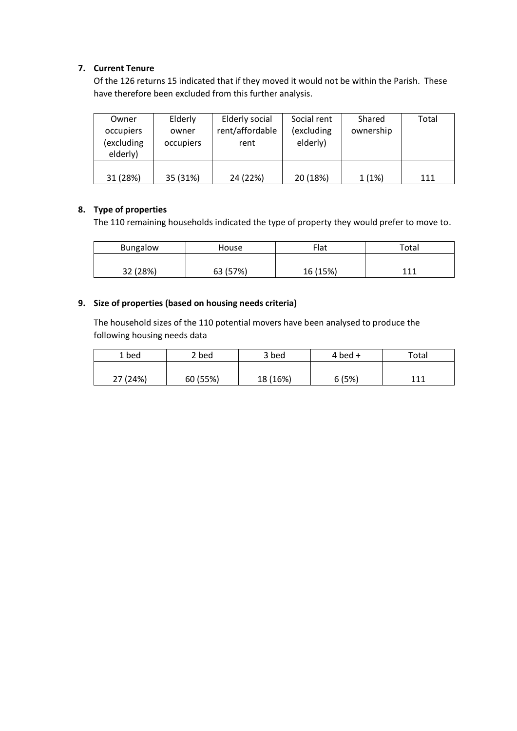7. **Current Tenure**

Of the 126 returns 15 indicated that if they moved it would not be within the Parish. These have therefore been excluded from this further analysis.

| Owner occupiers (excluding elderly) | Elderly owner occupiers | Elderly social rent/affordable rent | Social rent (excluding elderly) | Shared ownership | Total |
|---|---|---|---|---|---|
| 31 (28%) | 35 (31%) | 24 (22%) | 20 (18%) | 1 (1%) | 111 |

8. **Type of properties**

The 110 remaining households indicated the type of property they would prefer to move to.

| Bungalow | House | Flat | Total |
|---|---|---|---|
| 32 (28%) | 63 (57%) | 16 (15%) | 111 |

9. **Size of properties (based on housing needs criteria)**

The household sizes of the 110 potential movers have been analysed to produce the following housing needs data

| 1 bed | 2 bed | 3 bed | 4 bed + | Total |
|---|---|---|---|---|
| 27 (24%) | 60 (55%) | 18 (16%) | 6 (5%) | 111 |